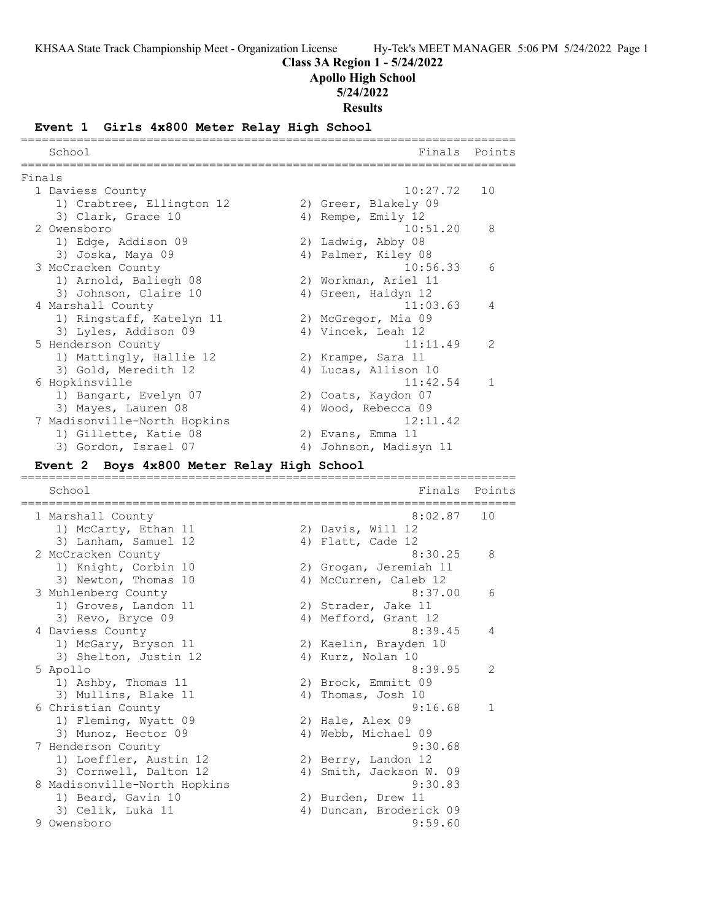KHSAA State Track Championship Meet - Organization License

# Class 3A Region 1 - 5/24/2022
## Apollo High School
## 5/24/2022
## Results

### Event 1 Girls 4x800 Meter Relay High School

| School | Finals | Points |
|---|---|---|
| **Finals** | | |
| 1 Daviess County | 10:27.72 | 10 |
| 1) Crabtree, Ellington 12; 2) Greer, Blakely 09; 3) Clark, Grace 10; 4) Rempe, Emily 12 | | |
| 2 Owensboro | 10:51.20 | 8 |
| 1) Edge, Addison 09; 2) Ladwig, Abby 08; 3) Joska, Maya 09; 4) Palmer, Kiley 08 | | |
| 3 McCracken County | 10:56.33 | 6 |
| 1) Arnold, Baliegh 08; 2) Workman, Ariel 11; 3) Johnson, Claire 10; 4) Green, Haidyn 12 | | |
| 4 Marshall County | 11:03.63 | 4 |
| 1) Ringstaff, Katelyn 11; 2) McGregor, Mia 09; 3) Lyles, Addison 09; 4) Vincek, Leah 12 | | |
| 5 Henderson County | 11:11.49 | 2 |
| 1) Mattingly, Hallie 12; 2) Krampe, Sara 11; 3) Gold, Meredith 12; 4) Lucas, Allison 10 | | |
| 6 Hopkinsville | 11:42.54 | 1 |
| 1) Bangart, Evelyn 07; 2) Coats, Kaydon 07; 3) Mayes, Lauren 08; 4) Wood, Rebecca 09 | | |
| 7 Madisonville-North Hopkins | 12:11.42 | |
| 1) Gillette, Katie 08; 2) Evans, Emma 11; 3) Gordon, Israel 07; 4) Johnson, Madisyn 11 | | |

### Event 2 Boys 4x800 Meter Relay High School

| School | Finals | Points |
|---|---|---|
| 1 Marshall County | 8:02.87 | 10 |
| 1) McCarty, Ethan 11; 2) Davis, Will 12; 3) Lanham, Samuel 12; 4) Flatt, Cade 12 | | |
| 2 McCracken County | 8:30.25 | 8 |
| 1) Knight, Corbin 10; 2) Grogan, Jeremiah 11; 3) Newton, Thomas 10; 4) McCurren, Caleb 12 | | |
| 3 Muhlenberg County | 8:37.00 | 6 |
| 1) Groves, Landon 11; 2) Strader, Jake 11; 3) Revo, Bryce 09; 4) Mefford, Grant 12 | | |
| 4 Daviess County | 8:39.45 | 4 |
| 1) McGary, Bryson 11; 2) Kaelin, Brayden 10; 3) Shelton, Justin 12; 4) Kurz, Nolan 10 | | |
| 5 Apollo | 8:39.95 | 2 |
| 1) Ashby, Thomas 11; 2) Brock, Emmitt 09; 3) Mullins, Blake 11; 4) Thomas, Josh 10 | | |
| 6 Christian County | 9:16.68 | 1 |
| 1) Fleming, Wyatt 09; 2) Hale, Alex 09; 3) Munoz, Hector 09; 4) Webb, Michael 09 | | |
| 7 Henderson County | 9:30.68 | |
| 1) Loeffler, Austin 12; 2) Berry, Landon 12; 3) Cornwell, Dalton 12; 4) Smith, Jackson W. 09 | | |
| 8 Madisonville-North Hopkins | 9:30.83 | |
| 1) Beard, Gavin 10; 2) Burden, Drew 11; 3) Celik, Luka 11; 4) Duncan, Broderick 09 | | |
| 9 Owensboro | 9:59.60 | |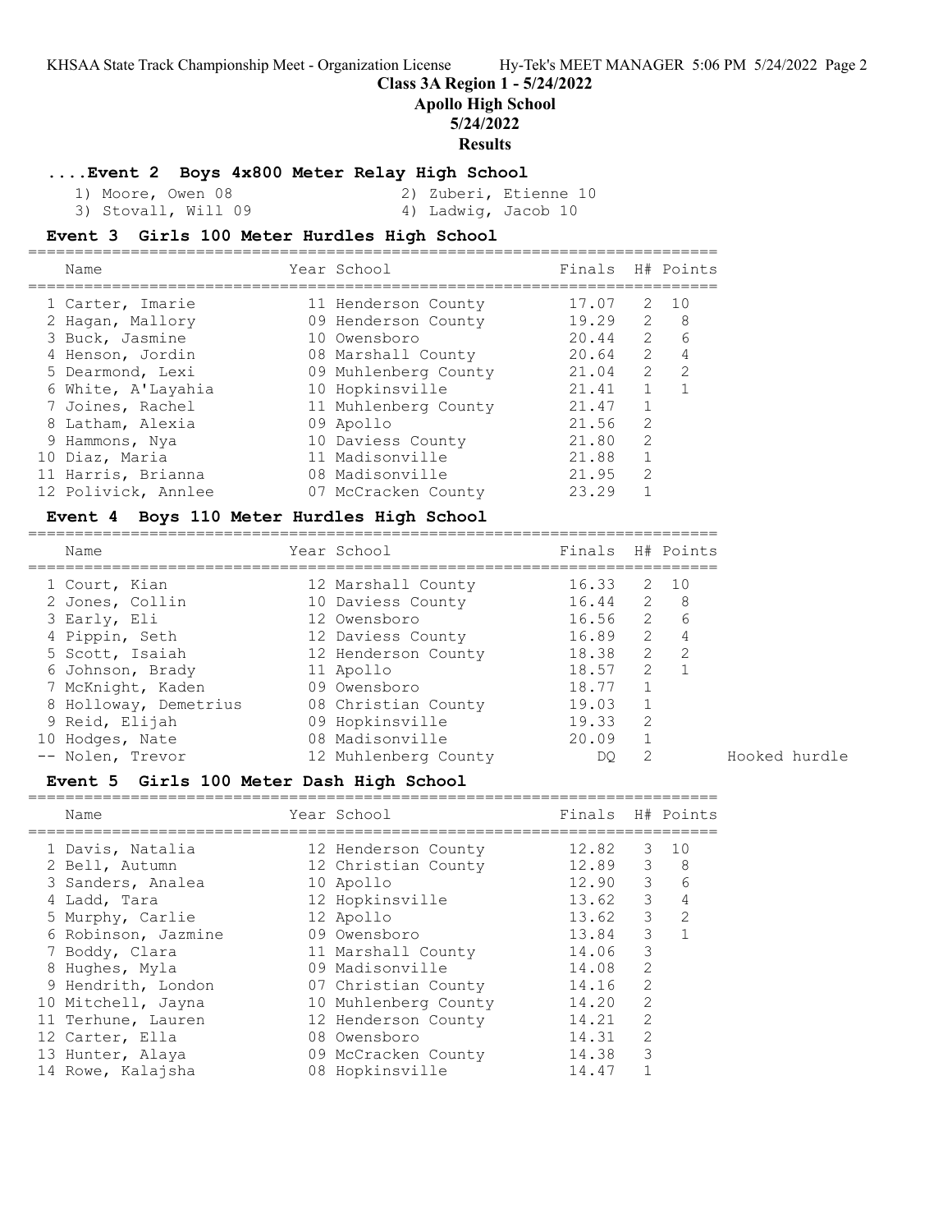## Class 3A Region 1 - 5/24/2022
## Apollo High School
## 5/24/2022
## Results

### ....Event 2 Boys 4x800 Meter Relay High School

1) Moore, Owen 08
2) Zuberi, Etienne 10
3) Stovall, Will 09
4) Ladwig, Jacob 10

### Event 3 Girls 100 Meter Hurdles High School

| | Name | Year | School | Finals | H# | Points |
|---|---|---|---|---|---|---|
| 1 | Carter, Imarie | 11 | Henderson County | 17.07 | 2 | 10 |
| 2 | Hagan, Mallory | 09 | Henderson County | 19.29 | 2 | 8 |
| 3 | Buck, Jasmine | 10 | Owensboro | 20.44 | 2 | 6 |
| 4 | Henson, Jordin | 08 | Marshall County | 20.64 | 2 | 4 |
| 5 | Dearmond, Lexi | 09 | Muhlenberg County | 21.04 | 2 | 2 |
| 6 | White, A'Layahia | 10 | Hopkinsville | 21.41 | 1 | 1 |
| 7 | Joines, Rachel | 11 | Muhlenberg County | 21.47 | 1 | |
| 8 | Latham, Alexia | 09 | Apollo | 21.56 | 2 | |
| 9 | Hammons, Nya | 10 | Daviess County | 21.80 | 2 | |
| 10 | Diaz, Maria | 11 | Madisonville | 21.88 | 1 | |
| 11 | Harris, Brianna | 08 | Madisonville | 21.95 | 2 | |
| 12 | Polivick, Annlee | 07 | McCracken County | 23.29 | 1 | |

### Event 4 Boys 110 Meter Hurdles High School

| | Name | Year | School | Finals | H# | Points | |
|---|---|---|---|---|---|---|---|
| 1 | Court, Kian | 12 | Marshall County | 16.33 | 2 | 10 | |
| 2 | Jones, Collin | 10 | Daviess County | 16.44 | 2 | 8 | |
| 3 | Early, Eli | 12 | Owensboro | 16.56 | 2 | 6 | |
| 4 | Pippin, Seth | 12 | Daviess County | 16.89 | 2 | 4 | |
| 5 | Scott, Isaiah | 12 | Henderson County | 18.38 | 2 | 2 | |
| 6 | Johnson, Brady | 11 | Apollo | 18.57 | 2 | 1 | |
| 7 | McKnight, Kaden | 09 | Owensboro | 18.77 | 1 | | |
| 8 | Holloway, Demetrius | 08 | Christian County | 19.03 | 1 | | |
| 9 | Reid, Elijah | 09 | Hopkinsville | 19.33 | 2 | | |
| 10 | Hodges, Nate | 08 | Madisonville | 20.09 | 1 | | |
| -- | Nolen, Trevor | 12 | Muhlenberg County | DQ | 2 | | Hooked hurdle |

### Event 5 Girls 100 Meter Dash High School

| | Name | Year | School | Finals | H# | Points |
|---|---|---|---|---|---|---|
| 1 | Davis, Natalia | 12 | Henderson County | 12.82 | 3 | 10 |
| 2 | Bell, Autumn | 12 | Christian County | 12.89 | 3 | 8 |
| 3 | Sanders, Analea | 10 | Apollo | 12.90 | 3 | 6 |
| 4 | Ladd, Tara | 12 | Hopkinsville | 13.62 | 3 | 4 |
| 5 | Murphy, Carlie | 12 | Apollo | 13.62 | 3 | 2 |
| 6 | Robinson, Jazmine | 09 | Owensboro | 13.84 | 3 | 1 |
| 7 | Boddy, Clara | 11 | Marshall County | 14.06 | 3 | |
| 8 | Hughes, Myla | 09 | Madisonville | 14.08 | 2 | |
| 9 | Hendrith, London | 07 | Christian County | 14.16 | 2 | |
| 10 | Mitchell, Jayna | 10 | Muhlenberg County | 14.20 | 2 | |
| 11 | Terhune, Lauren | 12 | Henderson County | 14.21 | 2 | |
| 12 | Carter, Ella | 08 | Owensboro | 14.31 | 2 | |
| 13 | Hunter, Alaya | 09 | McCracken County | 14.38 | 3 | |
| 14 | Rowe, Kalajsha | 08 | Hopkinsville | 14.47 | 1 | |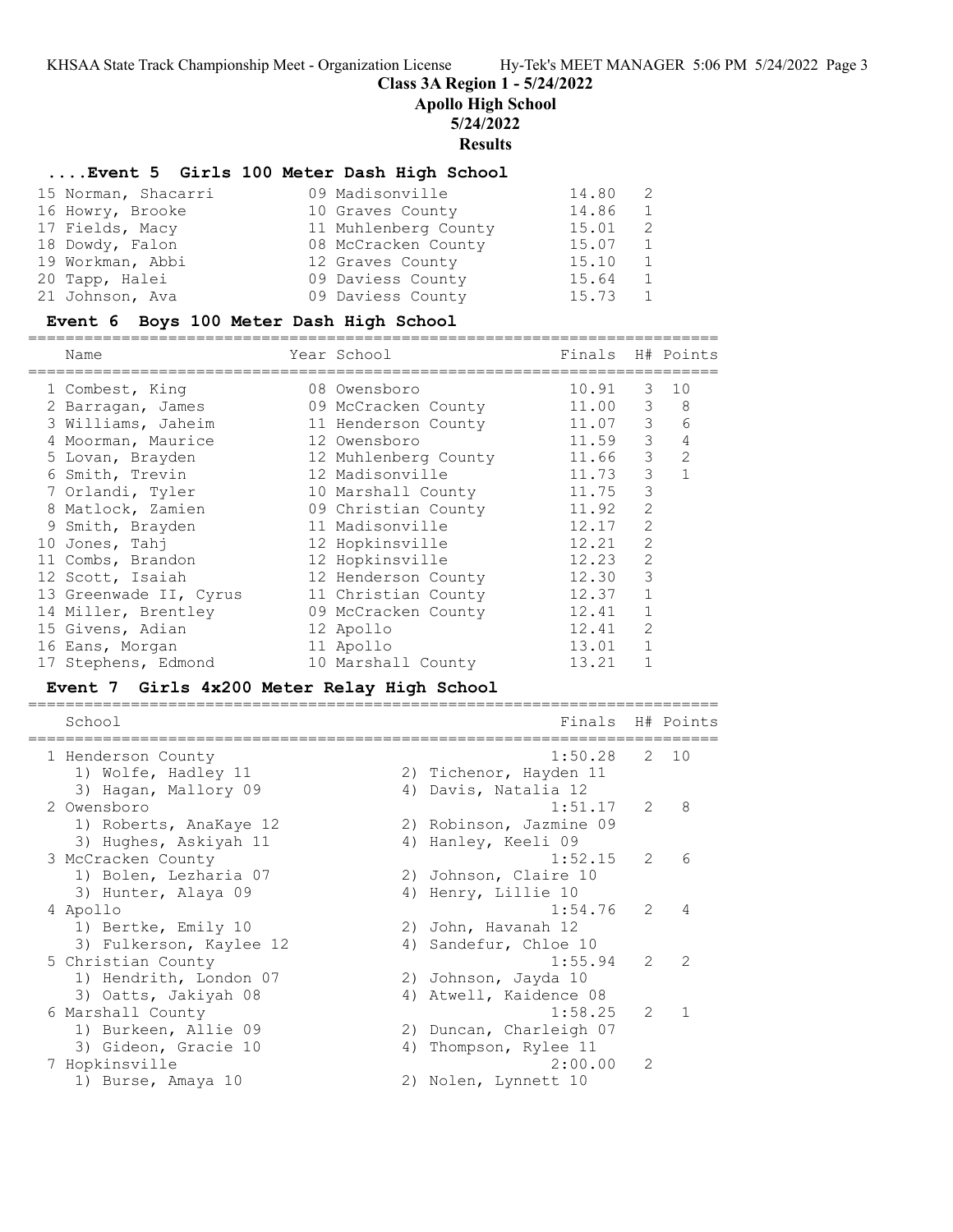## Class 3A Region 1 - 5/24/2022

## Apollo High School

## 5/24/2022

## Results

### ....Event 5 Girls 100 Meter Dash High School

| Place | Name | Year | School | Finals | H# | Points |
|---|---|---|---|---|---|---|
| 15 | Norman, Shacarri | 09 | Madisonville | 14.80 | 2 | |
| 16 | Howry, Brooke | 10 | Graves County | 14.86 | 1 | |
| 17 | Fields, Macy | 11 | Muhlenberg County | 15.01 | 2 | |
| 18 | Dowdy, Falon | 08 | McCracken County | 15.07 | 1 | |
| 19 | Workman, Abbi | 12 | Graves County | 15.10 | 1 | |
| 20 | Tapp, Halei | 09 | Daviess County | 15.64 | 1 | |
| 21 | Johnson, Ava | 09 | Daviess County | 15.73 | 1 | |

### Event 6 Boys 100 Meter Dash High School

| Place | Name | Year | School | Finals | H# | Points |
|---|---|---|---|---|---|---|
| 1 | Combest, King | 08 | Owensboro | 10.91 | 3 | 10 |
| 2 | Barragan, James | 09 | McCracken County | 11.00 | 3 | 8 |
| 3 | Williams, Jaheim | 11 | Henderson County | 11.07 | 3 | 6 |
| 4 | Moorman, Maurice | 12 | Owensboro | 11.59 | 3 | 4 |
| 5 | Lovan, Brayden | 12 | Muhlenberg County | 11.66 | 3 | 2 |
| 6 | Smith, Trevin | 12 | Madisonville | 11.73 | 3 | 1 |
| 7 | Orlandi, Tyler | 10 | Marshall County | 11.75 | 3 | |
| 8 | Matlock, Zamien | 09 | Christian County | 11.92 | 2 | |
| 9 | Smith, Brayden | 11 | Madisonville | 12.17 | 2 | |
| 10 | Jones, Tahj | 12 | Hopkinsville | 12.21 | 2 | |
| 11 | Combs, Brandon | 12 | Hopkinsville | 12.23 | 2 | |
| 12 | Scott, Isaiah | 12 | Henderson County | 12.30 | 3 | |
| 13 | Greenwade II, Cyrus | 11 | Christian County | 12.37 | 1 | |
| 14 | Miller, Brentley | 09 | McCracken County | 12.41 | 1 | |
| 15 | Givens, Adian | 12 | Apollo | 12.41 | 2 | |
| 16 | Eans, Morgan | 11 | Apollo | 13.01 | 1 | |
| 17 | Stephens, Edmond | 10 | Marshall County | 13.21 | 1 | |

### Event 7 Girls 4x200 Meter Relay High School

| Place | School | Finals | H# | Points |
|---|---|---|---|---|
| 1 | Henderson County | 1:50.28 | 2 | 10 |
| | 1) Wolfe, Hadley 11; 2) Tichenor, Hayden 11; 3) Hagan, Mallory 09; 4) Davis, Natalia 12 | | | |
| 2 | Owensboro | 1:51.17 | 2 | 8 |
| | 1) Roberts, AnaKaye 12; 2) Robinson, Jazmine 09; 3) Hughes, Askiyah 11; 4) Hanley, Keeli 09 | | | |
| 3 | McCracken County | 1:52.15 | 2 | 6 |
| | 1) Bolen, Lezharia 07; 2) Johnson, Claire 10; 3) Hunter, Alaya 09; 4) Henry, Lillie 10 | | | |
| 4 | Apollo | 1:54.76 | 2 | 4 |
| | 1) Bertke, Emily 10; 2) John, Havanah 12; 3) Fulkerson, Kaylee 12; 4) Sandefur, Chloe 10 | | | |
| 5 | Christian County | 1:55.94 | 2 | 2 |
| | 1) Hendrith, London 07; 2) Johnson, Jayda 10; 3) Oatts, Jakiyah 08; 4) Atwell, Kaidence 08 | | | |
| 6 | Marshall County | 1:58.25 | 2 | 1 |
| | 1) Burkeen, Allie 09; 2) Duncan, Charleigh 07; 3) Gideon, Gracie 10; 4) Thompson, Rylee 11 | | | |
| 7 | Hopkinsville | 2:00.00 | 2 | |
| | 1) Burse, Amaya 10; 2) Nolen, Lynnett 10 | | | |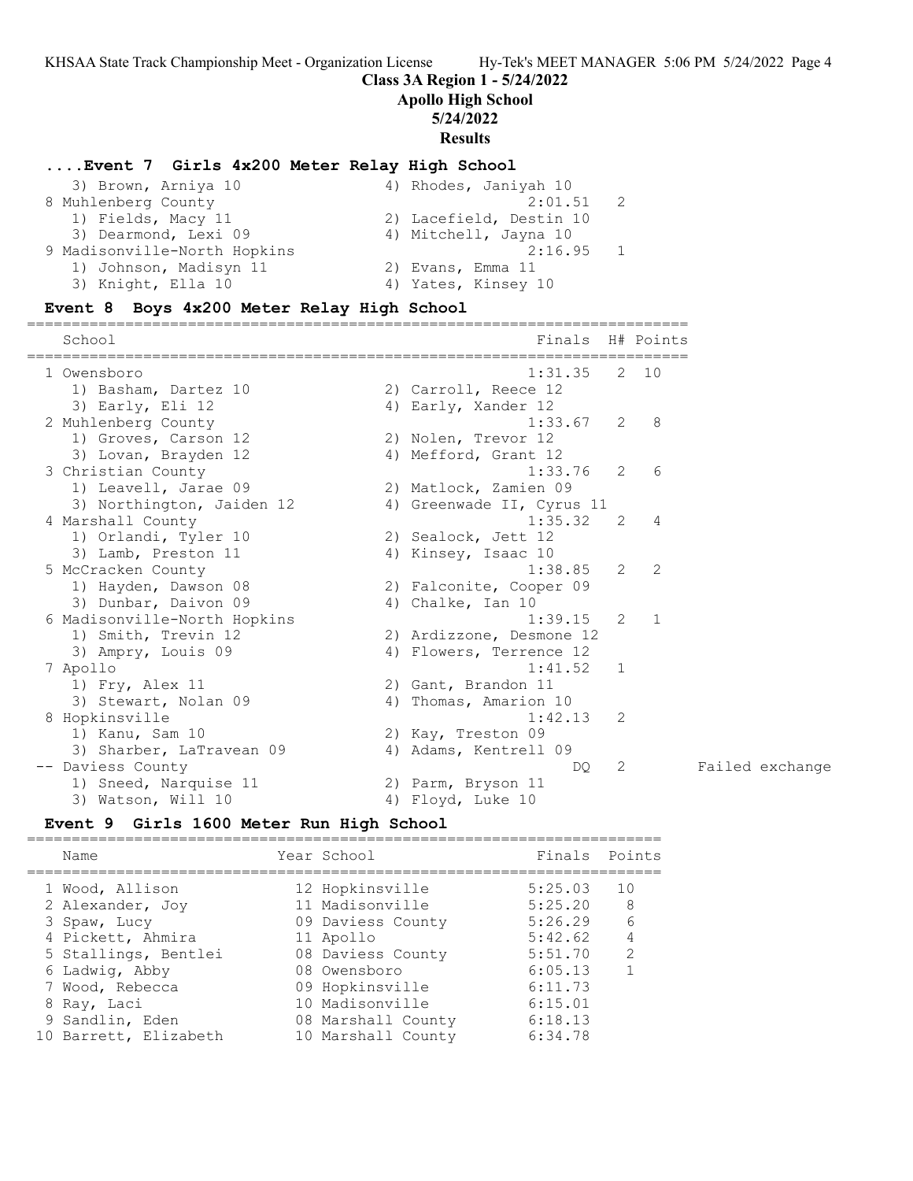## Class 3A Region 1 - 5/24/2022

## Apollo High School

## 5/24/2022

## Results

### ....Event 7 Girls 4x200 Meter Relay High School

| School | Finals | H# | Points |
|---|---|---|---|
| 3) Brown, Arniya 10 | 4) Rhodes, Janiyah 10 | | |
| 8 Muhlenberg County | 2:01.51 | 2 | |
| 1) Fields, Macy 11 | 2) Lacefield, Destin 10 | | |
| 3) Dearmond, Lexi 09 | 4) Mitchell, Jayna 10 | | |
| 9 Madisonville-North Hopkins | 2:16.95 | 1 | |
| 1) Johnson, Madisyn 11 | 2) Evans, Emma 11 | | |
| 3) Knight, Ella 10 | 4) Yates, Kinsey 10 | | |

### Event 8 Boys 4x200 Meter Relay High School

| School | Finals | H# | Points | |
|---|---|---|---|---|
| 1 Owensboro | 1:31.35 | 2 | 10 | |
| 1) Basham, Dartez 10 | 2) Carroll, Reece 12 | | | |
| 3) Early, Eli 12 | 4) Early, Xander 12 | | | |
| 2 Muhlenberg County | 1:33.67 | 2 | 8 | |
| 1) Groves, Carson 12 | 2) Nolen, Trevor 12 | | | |
| 3) Lovan, Brayden 12 | 4) Mefford, Grant 12 | | | |
| 3 Christian County | 1:33.76 | 2 | 6 | |
| 1) Leavell, Jarae 09 | 2) Matlock, Zamien 09 | | | |
| 3) Northington, Jaiden 12 | 4) Greenwade II, Cyrus 11 | | | |
| 4 Marshall County | 1:35.32 | 2 | 4 | |
| 1) Orlandi, Tyler 10 | 2) Sealock, Jett 12 | | | |
| 3) Lamb, Preston 11 | 4) Kinsey, Isaac 10 | | | |
| 5 McCracken County | 1:38.85 | 2 | 2 | |
| 1) Hayden, Dawson 08 | 2) Falconite, Cooper 09 | | | |
| 3) Dunbar, Daivon 09 | 4) Chalke, Ian 10 | | | |
| 6 Madisonville-North Hopkins | 1:39.15 | 2 | 1 | |
| 1) Smith, Trevin 12 | 2) Ardizzone, Desmone 12 | | | |
| 3) Ampry, Louis 09 | 4) Flowers, Terrence 12 | | | |
| 7 Apollo | 1:41.52 | 1 | | |
| 1) Fry, Alex 11 | 2) Gant, Brandon 11 | | | |
| 3) Stewart, Nolan 09 | 4) Thomas, Amarion 10 | | | |
| 8 Hopkinsville | 1:42.13 | 2 | | |
| 1) Kanu, Sam 10 | 2) Kay, Treston 09 | | | |
| 3) Sharber, LaTravean 09 | 4) Adams, Kentrell 09 | | | |
| -- Daviess County | DQ | 2 | | Failed exchange |
| 1) Sneed, Narquise 11 | 2) Parm, Bryson 11 | | | |
| 3) Watson, Will 10 | 4) Floyd, Luke 10 | | | |

### Event 9 Girls 1600 Meter Run High School

| Name | Year | School | Finals | Points |
|---|---|---|---|---|
| 1 Wood, Allison | 12 | Hopkinsville | 5:25.03 | 10 |
| 2 Alexander, Joy | 11 | Madisonville | 5:25.20 | 8 |
| 3 Spaw, Lucy | 09 | Daviess County | 5:26.29 | 6 |
| 4 Pickett, Ahmira | 11 | Apollo | 5:42.62 | 4 |
| 5 Stallings, Bentlei | 08 | Daviess County | 5:51.70 | 2 |
| 6 Ladwig, Abby | 08 | Owensboro | 6:05.13 | 1 |
| 7 Wood, Rebecca | 09 | Hopkinsville | 6:11.73 | |
| 8 Ray, Laci | 10 | Madisonville | 6:15.01 | |
| 9 Sandlin, Eden | 08 | Marshall County | 6:18.13 | |
| 10 Barrett, Elizabeth | 10 | Marshall County | 6:34.78 | |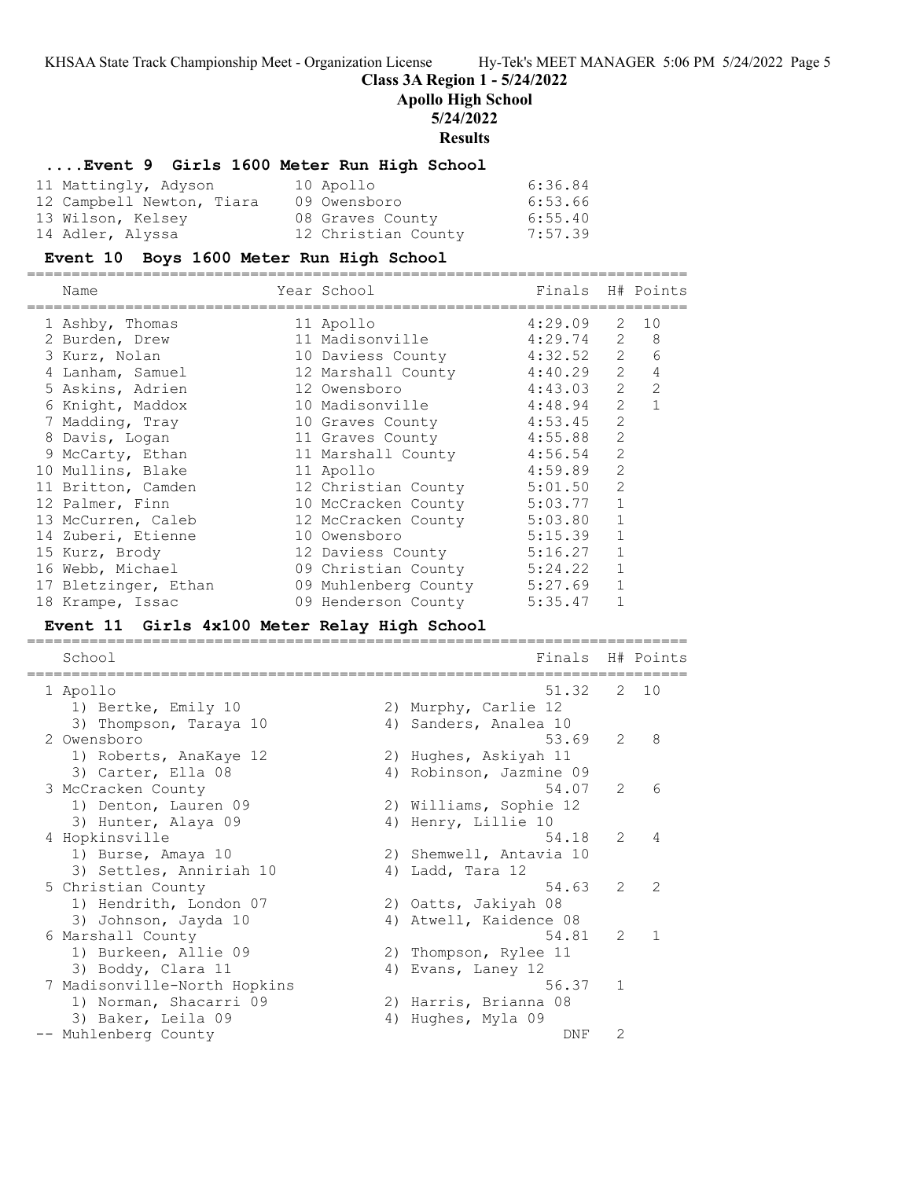## Class 3A Region 1 - 5/24/2022

## Apollo High School

## 5/24/2022

## Results

### ....Event 9 Girls 1600 Meter Run High School

| Name | Year | School | Finals |
|---|---|---|---|
| 11 Mattingly, Adyson | 10 | Apollo | 6:36.84 |
| 12 Campbell Newton, Tiara | 09 | Owensboro | 6:53.66 |
| 13 Wilson, Kelsey | 08 | Graves County | 6:55.40 |
| 14 Adler, Alyssa | 12 | Christian County | 7:57.39 |

### Event 10 Boys 1600 Meter Run High School

| Name | Year | School | Finals | H# | Points |
|---|---|---|---|---|---|
| 1 Ashby, Thomas | 11 | Apollo | 4:29.09 | 2 | 10 |
| 2 Burden, Drew | 11 | Madisonville | 4:29.74 | 2 | 8 |
| 3 Kurz, Nolan | 10 | Daviess County | 4:32.52 | 2 | 6 |
| 4 Lanham, Samuel | 12 | Marshall County | 4:40.29 | 2 | 4 |
| 5 Askins, Adrien | 12 | Owensboro | 4:43.03 | 2 | 2 |
| 6 Knight, Maddox | 10 | Madisonville | 4:48.94 | 2 | 1 |
| 7 Madding, Tray | 10 | Graves County | 4:53.45 | 2 | |
| 8 Davis, Logan | 11 | Graves County | 4:55.88 | 2 | |
| 9 McCarty, Ethan | 11 | Marshall County | 4:56.54 | 2 | |
| 10 Mullins, Blake | 11 | Apollo | 4:59.89 | 2 | |
| 11 Britton, Camden | 12 | Christian County | 5:01.50 | 2 | |
| 12 Palmer, Finn | 10 | McCracken County | 5:03.77 | 1 | |
| 13 McCurren, Caleb | 12 | McCracken County | 5:03.80 | 1 | |
| 14 Zuberi, Etienne | 10 | Owensboro | 5:15.39 | 1 | |
| 15 Kurz, Brody | 12 | Daviess County | 5:16.27 | 1 | |
| 16 Webb, Michael | 09 | Christian County | 5:24.22 | 1 | |
| 17 Bletzinger, Ethan | 09 | Muhlenberg County | 5:27.69 | 1 | |
| 18 Krampe, Issac | 09 | Henderson County | 5:35.47 | 1 | |

### Event 11 Girls 4x100 Meter Relay High School

| School | Finals | H# | Points |
|---|---|---|---|
| 1 Apollo | 51.32 | 2 | 10 |
| 1) Bertke, Emily 10; 2) Murphy, Carlie 12; 3) Thompson, Taraya 10; 4) Sanders, Analea 10 | | | |
| 2 Owensboro | 53.69 | 2 | 8 |
| 1) Roberts, AnaKaye 12; 2) Hughes, Askiyah 11; 3) Carter, Ella 08; 4) Robinson, Jazmine 09 | | | |
| 3 McCracken County | 54.07 | 2 | 6 |
| 1) Denton, Lauren 09; 2) Williams, Sophie 12; 3) Hunter, Alaya 09; 4) Henry, Lillie 10 | | | |
| 4 Hopkinsville | 54.18 | 2 | 4 |
| 1) Burse, Amaya 10; 2) Shemwell, Antavia 10; 3) Settles, Anniriah 10; 4) Ladd, Tara 12 | | | |
| 5 Christian County | 54.63 | 2 | 2 |
| 1) Hendrith, London 07; 2) Oatts, Jakiyah 08; 3) Johnson, Jayda 10; 4) Atwell, Kaidence 08 | | | |
| 6 Marshall County | 54.81 | 2 | 1 |
| 1) Burkeen, Allie 09; 2) Thompson, Rylee 11; 3) Boddy, Clara 11; 4) Evans, Laney 12 | | | |
| 7 Madisonville-North Hopkins | 56.37 | 1 | |
| 1) Norman, Shacarri 09; 2) Harris, Brianna 08; 3) Baker, Leila 09; 4) Hughes, Myla 09 | | | |
| -- Muhlenberg County | DNF | 2 | |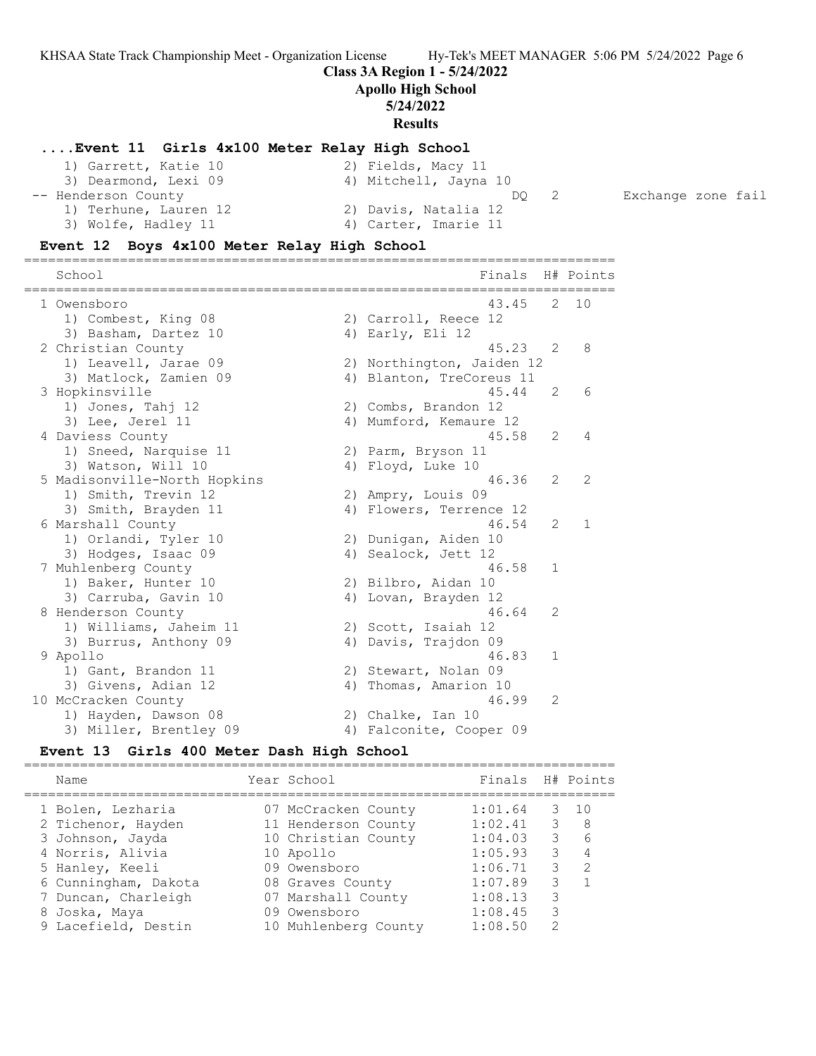**Class 3A Region 1 - 5/24/2022**
**Apollo High School**
**5/24/2022**
**Results**

### ....Event 11 Girls 4x100 Meter Relay High School

```
    1) Garrett, Katie 10              2) Fields, Macy 11
    3) Dearmond, Lexi 09              4) Mitchell, Jayna 10
 -- Henderson County                                    DQ   2       Exchange zone fail
    1) Terhune, Lauren 12             2) Davis, Natalia 12
    3) Wolfe, Hadley 11               4) Carter, Imarie 11
```

### Event 12 Boys 4x100 Meter Relay High School

```
=======================================================================
   School                                            Finals  H# Points
=======================================================================
  1 Owensboro                                         43.45   2  10
     1) Combest, King 08               2) Carroll, Reece 12
     3) Basham, Dartez 10              4) Early, Eli 12
  2 Christian County                                  45.23   2   8
     1) Leavell, Jarae 09              2) Northington, Jaiden 12
     3) Matlock, Zamien 09             4) Blanton, TreCoreus 11
  3 Hopkinsville                                      45.44   2   6
     1) Jones, Tahj 12                 2) Combs, Brandon 12
     3) Lee, Jerel 11                  4) Mumford, Kemaure 12
  4 Daviess County                                    45.58   2   4
     1) Sneed, Narquise 11             2) Parm, Bryson 11
     3) Watson, Will 10                4) Floyd, Luke 10
  5 Madisonville-North Hopkins                        46.36   2   2
     1) Smith, Trevin 12               2) Ampry, Louis 09
     3) Smith, Brayden 11              4) Flowers, Terrence 12
  6 Marshall County                                   46.54   2   1
     1) Orlandi, Tyler 10              2) Dunigan, Aiden 10
     3) Hodges, Isaac 09               4) Sealock, Jett 12
  7 Muhlenberg County                                 46.58   1
     1) Baker, Hunter 10               2) Bilbro, Aidan 10
     3) Carruba, Gavin 10              4) Lovan, Brayden 12
  8 Henderson County                                  46.64   2
     1) Williams, Jaheim 11            2) Scott, Isaiah 12
     3) Burrus, Anthony 09             4) Davis, Trajdon 09
  9 Apollo                                            46.83   1
     1) Gant, Brandon 11               2) Stewart, Nolan 09
     3) Givens, Adian 12               4) Thomas, Amarion 10
 10 McCracken County                                  46.99   2
     1) Hayden, Dawson 08              2) Chalke, Ian 10
     3) Miller, Brentley 09            4) Falconite, Cooper 09
```

### Event 13 Girls 400 Meter Dash High School

| | Name | Year | School | Finals | H# | Points |
|---|---|---|---|---|---|---|
| 1 | Bolen, Lezharia | 07 | McCracken County | 1:01.64 | 3 | 10 |
| 2 | Tichenor, Hayden | 11 | Henderson County | 1:02.41 | 3 | 8 |
| 3 | Johnson, Jayda | 10 | Christian County | 1:04.03 | 3 | 6 |
| 4 | Norris, Alivia | 10 | Apollo | 1:05.93 | 3 | 4 |
| 5 | Hanley, Keeli | 09 | Owensboro | 1:06.71 | 3 | 2 |
| 6 | Cunningham, Dakota | 08 | Graves County | 1:07.89 | 3 | 1 |
| 7 | Duncan, Charleigh | 07 | Marshall County | 1:08.13 | 3 | |
| 8 | Joska, Maya | 09 | Owensboro | 1:08.45 | 3 | |
| 9 | Lacefield, Destin | 10 | Muhlenberg County | 1:08.50 | 2 | |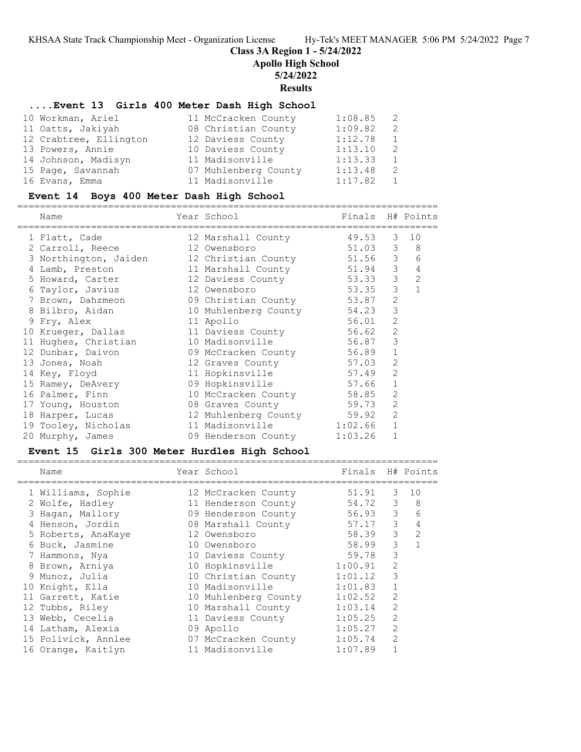# Class 3A Region 1 - 5/24/2022
## Apollo High School
## 5/24/2022
## Results

### ....Event 13 Girls 400 Meter Dash High School

| Name | Year | School | Finals | H# | Points |
|---|---|---|---|---|---|
| 10 Workman, Ariel | 11 | McCracken County | 1:08.85 | 2 | |
| 11 Oatts, Jakiyah | 08 | Christian County | 1:09.82 | 2 | |
| 12 Crabtree, Ellington | 12 | Daviess County | 1:12.78 | 1 | |
| 13 Powers, Annie | 10 | Daviess County | 1:13.10 | 2 | |
| 14 Johnson, Madisyn | 11 | Madisonville | 1:13.33 | 1 | |
| 15 Page, Savannah | 07 | Muhlenberg County | 1:13.48 | 2 | |
| 16 Evans, Emma | 11 | Madisonville | 1:17.82 | 1 | |

### Event 14 Boys 400 Meter Dash High School

| Name | Year | School | Finals | H# | Points |
|---|---|---|---|---|---|
| 1 Flatt, Cade | 12 | Marshall County | 49.53 | 3 | 10 |
| 2 Carroll, Reece | 12 | Owensboro | 51.03 | 3 | 8 |
| 3 Northington, Jaiden | 12 | Christian County | 51.56 | 3 | 6 |
| 4 Lamb, Preston | 11 | Marshall County | 51.94 | 3 | 4 |
| 5 Howard, Carter | 12 | Daviess County | 53.33 | 3 | 2 |
| 6 Taylor, Javius | 12 | Owensboro | 53.35 | 3 | 1 |
| 7 Brown, Dahzmeon | 09 | Christian County | 53.87 | 2 | |
| 8 Bilbro, Aidan | 10 | Muhlenberg County | 54.23 | 3 | |
| 9 Fry, Alex | 11 | Apollo | 56.01 | 2 | |
| 10 Krueger, Dallas | 11 | Daviess County | 56.62 | 2 | |
| 11 Hughes, Christian | 10 | Madisonville | 56.87 | 3 | |
| 12 Dunbar, Daivon | 09 | McCracken County | 56.89 | 1 | |
| 13 Jones, Noah | 12 | Graves County | 57.03 | 2 | |
| 14 Key, Floyd | 11 | Hopkinsville | 57.49 | 2 | |
| 15 Ramey, DeAvery | 09 | Hopkinsville | 57.66 | 1 | |
| 16 Palmer, Finn | 10 | McCracken County | 58.85 | 2 | |
| 17 Young, Houston | 08 | Graves County | 59.73 | 2 | |
| 18 Harper, Lucas | 12 | Muhlenberg County | 59.92 | 2 | |
| 19 Tooley, Nicholas | 11 | Madisonville | 1:02.66 | 1 | |
| 20 Murphy, James | 09 | Henderson County | 1:03.26 | 1 | |

### Event 15 Girls 300 Meter Hurdles High School

| Name | Year | School | Finals | H# | Points |
|---|---|---|---|---|---|
| 1 Williams, Sophie | 12 | McCracken County | 51.91 | 3 | 10 |
| 2 Wolfe, Hadley | 11 | Henderson County | 54.72 | 3 | 8 |
| 3 Hagan, Mallory | 09 | Henderson County | 56.93 | 3 | 6 |
| 4 Henson, Jordin | 08 | Marshall County | 57.17 | 3 | 4 |
| 5 Roberts, AnaKaye | 12 | Owensboro | 58.39 | 3 | 2 |
| 6 Buck, Jasmine | 10 | Owensboro | 58.99 | 3 | 1 |
| 7 Hammons, Nya | 10 | Daviess County | 59.78 | 3 | |
| 8 Brown, Arniya | 10 | Hopkinsville | 1:00.91 | 2 | |
| 9 Munoz, Julia | 10 | Christian County | 1:01.12 | 3 | |
| 10 Knight, Ella | 10 | Madisonville | 1:01.83 | 1 | |
| 11 Garrett, Katie | 10 | Muhlenberg County | 1:02.52 | 2 | |
| 12 Tubbs, Riley | 10 | Marshall County | 1:03.14 | 2 | |
| 13 Webb, Cecelia | 11 | Daviess County | 1:05.25 | 2 | |
| 14 Latham, Alexia | 09 | Apollo | 1:05.27 | 2 | |
| 15 Polivick, Annlee | 07 | McCracken County | 1:05.74 | 2 | |
| 16 Orange, Kaitlyn | 11 | Madisonville | 1:07.89 | 1 | |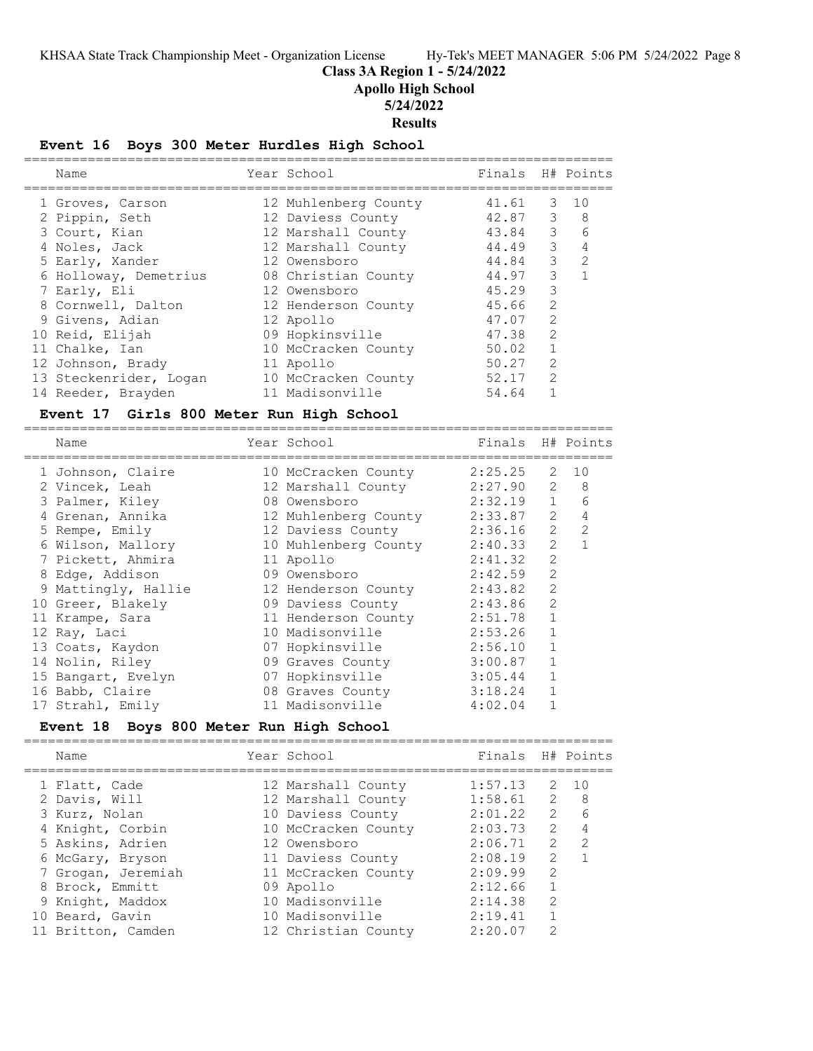## Class 3A Region 1 - 5/24/2022

## Apollo High School

## 5/24/2022

## Results

### Event 16 Boys 300 Meter Hurdles High School

| | Name | Year | School | Finals | H# | Points |
|---|---|---|---|---|---|---|
| 1 | Groves, Carson | 12 | Muhlenberg County | 41.61 | 3 | 10 |
| 2 | Pippin, Seth | 12 | Daviess County | 42.87 | 3 | 8 |
| 3 | Court, Kian | 12 | Marshall County | 43.84 | 3 | 6 |
| 4 | Noles, Jack | 12 | Marshall County | 44.49 | 3 | 4 |
| 5 | Early, Xander | 12 | Owensboro | 44.84 | 3 | 2 |
| 6 | Holloway, Demetrius | 08 | Christian County | 44.97 | 3 | 1 |
| 7 | Early, Eli | 12 | Owensboro | 45.29 | 3 | |
| 8 | Cornwell, Dalton | 12 | Henderson County | 45.66 | 2 | |
| 9 | Givens, Adian | 12 | Apollo | 47.07 | 2 | |
| 10 | Reid, Elijah | 09 | Hopkinsville | 47.38 | 2 | |
| 11 | Chalke, Ian | 10 | McCracken County | 50.02 | 1 | |
| 12 | Johnson, Brady | 11 | Apollo | 50.27 | 2 | |
| 13 | Steckenrider, Logan | 10 | McCracken County | 52.17 | 2 | |
| 14 | Reeder, Brayden | 11 | Madisonville | 54.64 | 1 | |

### Event 17 Girls 800 Meter Run High School

| | Name | Year | School | Finals | H# | Points |
|---|---|---|---|---|---|---|
| 1 | Johnson, Claire | 10 | McCracken County | 2:25.25 | 2 | 10 |
| 2 | Vincek, Leah | 12 | Marshall County | 2:27.90 | 2 | 8 |
| 3 | Palmer, Kiley | 08 | Owensboro | 2:32.19 | 1 | 6 |
| 4 | Grenan, Annika | 12 | Muhlenberg County | 2:33.87 | 2 | 4 |
| 5 | Rempe, Emily | 12 | Daviess County | 2:36.16 | 2 | 2 |
| 6 | Wilson, Mallory | 10 | Muhlenberg County | 2:40.33 | 2 | 1 |
| 7 | Pickett, Ahmira | 11 | Apollo | 2:41.32 | 2 | |
| 8 | Edge, Addison | 09 | Owensboro | 2:42.59 | 2 | |
| 9 | Mattingly, Hallie | 12 | Henderson County | 2:43.82 | 2 | |
| 10 | Greer, Blakely | 09 | Daviess County | 2:43.86 | 2 | |
| 11 | Krampe, Sara | 11 | Henderson County | 2:51.78 | 1 | |
| 12 | Ray, Laci | 10 | Madisonville | 2:53.26 | 1 | |
| 13 | Coats, Kaydon | 07 | Hopkinsville | 2:56.10 | 1 | |
| 14 | Nolin, Riley | 09 | Graves County | 3:00.87 | 1 | |
| 15 | Bangart, Evelyn | 07 | Hopkinsville | 3:05.44 | 1 | |
| 16 | Babb, Claire | 08 | Graves County | 3:18.24 | 1 | |
| 17 | Strahl, Emily | 11 | Madisonville | 4:02.04 | 1 | |

### Event 18 Boys 800 Meter Run High School

| | Name | Year | School | Finals | H# | Points |
|---|---|---|---|---|---|---|
| 1 | Flatt, Cade | 12 | Marshall County | 1:57.13 | 2 | 10 |
| 2 | Davis, Will | 12 | Marshall County | 1:58.61 | 2 | 8 |
| 3 | Kurz, Nolan | 10 | Daviess County | 2:01.22 | 2 | 6 |
| 4 | Knight, Corbin | 10 | McCracken County | 2:03.73 | 2 | 4 |
| 5 | Askins, Adrien | 12 | Owensboro | 2:06.71 | 2 | 2 |
| 6 | McGary, Bryson | 11 | Daviess County | 2:08.19 | 2 | 1 |
| 7 | Grogan, Jeremiah | 11 | McCracken County | 2:09.99 | 2 | |
| 8 | Brock, Emmitt | 09 | Apollo | 2:12.66 | 1 | |
| 9 | Knight, Maddox | 10 | Madisonville | 2:14.38 | 2 | |
| 10 | Beard, Gavin | 10 | Madisonville | 2:19.41 | 1 | |
| 11 | Britton, Camden | 12 | Christian County | 2:20.07 | 2 | |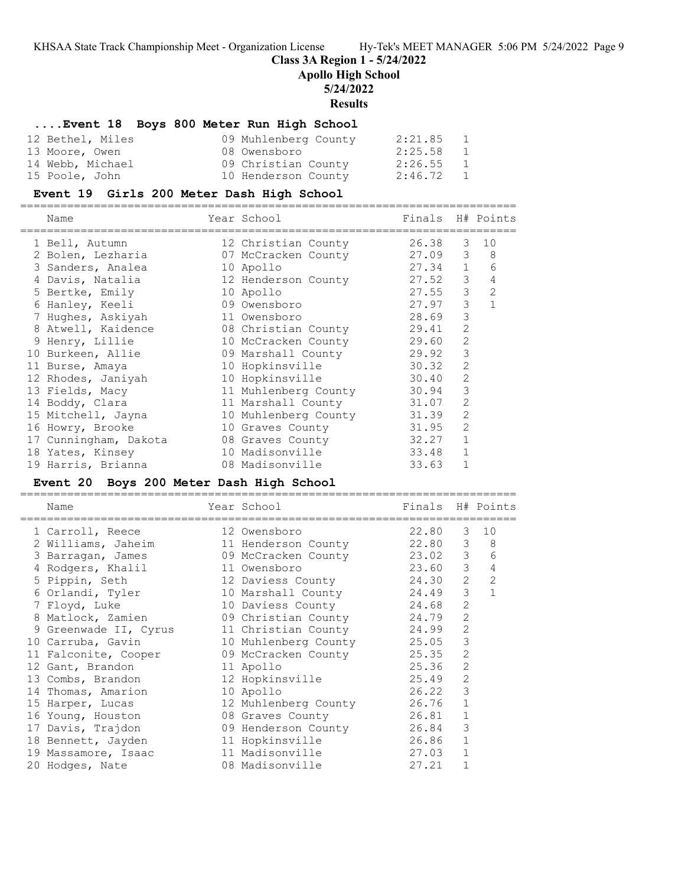**Class 3A Region 1 - 5/24/2022**

**Apollo High School**

**5/24/2022**

**Results**

### ....Event 18 Boys 800 Meter Run High School

| | Name | Year | School | Finals | H# | Points |
|---|---|---|---|---|---|---|
| 12 | Bethel, Miles | 09 | Muhlenberg County | 2:21.85 | 1 | |
| 13 | Moore, Owen | 08 | Owensboro | 2:25.58 | 1 | |
| 14 | Webb, Michael | 09 | Christian County | 2:26.55 | 1 | |
| 15 | Poole, John | 10 | Henderson County | 2:46.72 | 1 | |

### Event 19 Girls 200 Meter Dash High School

| | Name | Year | School | Finals | H# | Points |
|---|---|---|---|---|---|---|
| 1 | Bell, Autumn | 12 | Christian County | 26.38 | 3 | 10 |
| 2 | Bolen, Lezharia | 07 | McCracken County | 27.09 | 3 | 8 |
| 3 | Sanders, Analea | 10 | Apollo | 27.34 | 1 | 6 |
| 4 | Davis, Natalia | 12 | Henderson County | 27.52 | 3 | 4 |
| 5 | Bertke, Emily | 10 | Apollo | 27.55 | 3 | 2 |
| 6 | Hanley, Keeli | 09 | Owensboro | 27.97 | 3 | 1 |
| 7 | Hughes, Askiyah | 11 | Owensboro | 28.69 | 3 | |
| 8 | Atwell, Kaidence | 08 | Christian County | 29.41 | 2 | |
| 9 | Henry, Lillie | 10 | McCracken County | 29.60 | 2 | |
| 10 | Burkeen, Allie | 09 | Marshall County | 29.92 | 3 | |
| 11 | Burse, Amaya | 10 | Hopkinsville | 30.32 | 2 | |
| 12 | Rhodes, Janiyah | 10 | Hopkinsville | 30.40 | 2 | |
| 13 | Fields, Macy | 11 | Muhlenberg County | 30.94 | 3 | |
| 14 | Boddy, Clara | 11 | Marshall County | 31.07 | 2 | |
| 15 | Mitchell, Jayna | 10 | Muhlenberg County | 31.39 | 2 | |
| 16 | Howry, Brooke | 10 | Graves County | 31.95 | 2 | |
| 17 | Cunningham, Dakota | 08 | Graves County | 32.27 | 1 | |
| 18 | Yates, Kinsey | 10 | Madisonville | 33.48 | 1 | |
| 19 | Harris, Brianna | 08 | Madisonville | 33.63 | 1 | |

### Event 20 Boys 200 Meter Dash High School

| | Name | Year | School | Finals | H# | Points |
|---|---|---|---|---|---|---|
| 1 | Carroll, Reece | 12 | Owensboro | 22.80 | 3 | 10 |
| 2 | Williams, Jaheim | 11 | Henderson County | 22.80 | 3 | 8 |
| 3 | Barragan, James | 09 | McCracken County | 23.02 | 3 | 6 |
| 4 | Rodgers, Khalil | 11 | Owensboro | 23.60 | 3 | 4 |
| 5 | Pippin, Seth | 12 | Daviess County | 24.30 | 2 | 2 |
| 6 | Orlandi, Tyler | 10 | Marshall County | 24.49 | 3 | 1 |
| 7 | Floyd, Luke | 10 | Daviess County | 24.68 | 2 | |
| 8 | Matlock, Zamien | 09 | Christian County | 24.79 | 2 | |
| 9 | Greenwade II, Cyrus | 11 | Christian County | 24.99 | 2 | |
| 10 | Carruba, Gavin | 10 | Muhlenberg County | 25.05 | 3 | |
| 11 | Falconite, Cooper | 09 | McCracken County | 25.35 | 2 | |
| 12 | Gant, Brandon | 11 | Apollo | 25.36 | 2 | |
| 13 | Combs, Brandon | 12 | Hopkinsville | 25.49 | 2 | |
| 14 | Thomas, Amarion | 10 | Apollo | 26.22 | 3 | |
| 15 | Harper, Lucas | 12 | Muhlenberg County | 26.76 | 1 | |
| 16 | Young, Houston | 08 | Graves County | 26.81 | 1 | |
| 17 | Davis, Trajdon | 09 | Henderson County | 26.84 | 3 | |
| 18 | Bennett, Jayden | 11 | Hopkinsville | 26.86 | 1 | |
| 19 | Massamore, Isaac | 11 | Madisonville | 27.03 | 1 | |
| 20 | Hodges, Nate | 08 | Madisonville | 27.21 | 1 | |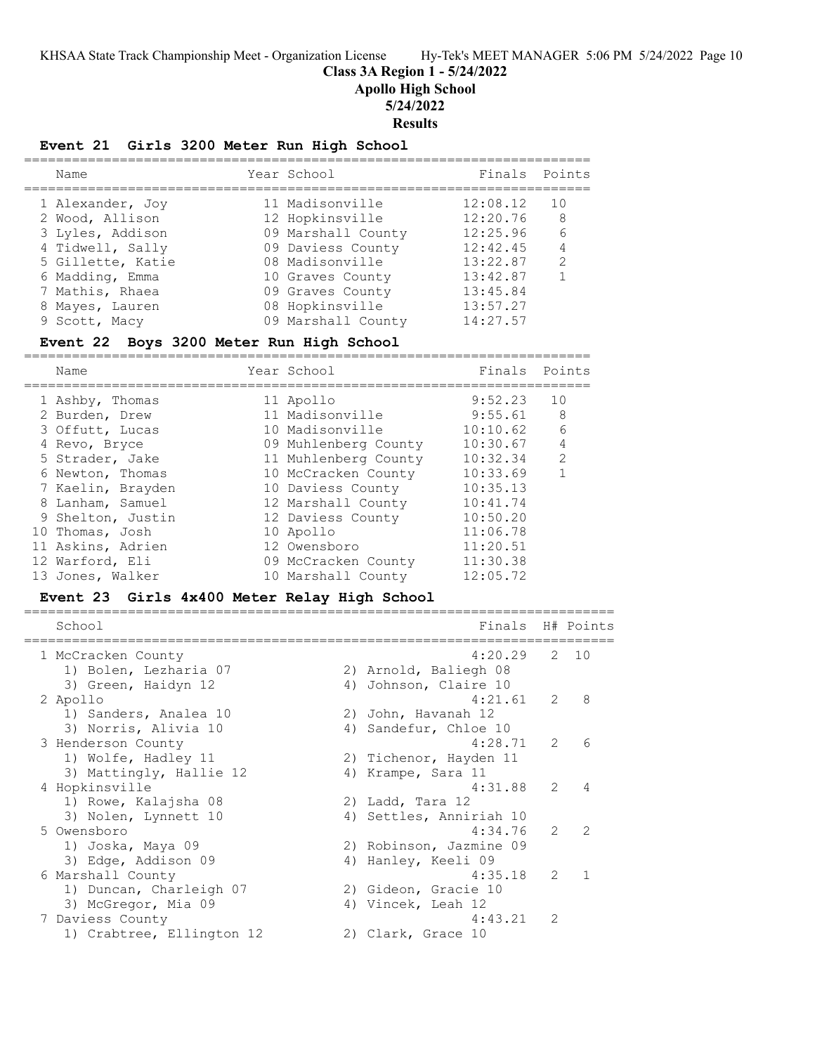## Class 3A Region 1 - 5/24/2022

## Apollo High School

## 5/24/2022

## Results

### Event 21 Girls 3200 Meter Run High School

| | Name | Year | School | Finals | Points |
|---|---|---|---|---|---|
| 1 | Alexander, Joy | 11 | Madisonville | 12:08.12 | 10 |
| 2 | Wood, Allison | 12 | Hopkinsville | 12:20.76 | 8 |
| 3 | Lyles, Addison | 09 | Marshall County | 12:25.96 | 6 |
| 4 | Tidwell, Sally | 09 | Daviess County | 12:42.45 | 4 |
| 5 | Gillette, Katie | 08 | Madisonville | 13:22.87 | 2 |
| 6 | Madding, Emma | 10 | Graves County | 13:42.87 | 1 |
| 7 | Mathis, Rhaea | 09 | Graves County | 13:45.84 | |
| 8 | Mayes, Lauren | 08 | Hopkinsville | 13:57.27 | |
| 9 | Scott, Macy | 09 | Marshall County | 14:27.57 | |

### Event 22 Boys 3200 Meter Run High School

| | Name | Year | School | Finals | Points |
|---|---|---|---|---|---|
| 1 | Ashby, Thomas | 11 | Apollo | 9:52.23 | 10 |
| 2 | Burden, Drew | 11 | Madisonville | 9:55.61 | 8 |
| 3 | Offutt, Lucas | 10 | Madisonville | 10:10.62 | 6 |
| 4 | Revo, Bryce | 09 | Muhlenberg County | 10:30.67 | 4 |
| 5 | Strader, Jake | 11 | Muhlenberg County | 10:32.34 | 2 |
| 6 | Newton, Thomas | 10 | McCracken County | 10:33.69 | 1 |
| 7 | Kaelin, Brayden | 10 | Daviess County | 10:35.13 | |
| 8 | Lanham, Samuel | 12 | Marshall County | 10:41.74 | |
| 9 | Shelton, Justin | 12 | Daviess County | 10:50.20 | |
| 10 | Thomas, Josh | 10 | Apollo | 11:06.78 | |
| 11 | Askins, Adrien | 12 | Owensboro | 11:20.51 | |
| 12 | Warford, Eli | 09 | McCracken County | 11:30.38 | |
| 13 | Jones, Walker | 10 | Marshall County | 12:05.72 | |

### Event 23 Girls 4x400 Meter Relay High School

| | School | Finals | H# | Points |
|---|---|---|---|---|
| 1 | McCracken County | 4:20.29 | 2 | 10 |
| | 1) Bolen, Lezharia 07; 2) Arnold, Baliegh 08; 3) Green, Haidyn 12; 4) Johnson, Claire 10 | | | |
| 2 | Apollo | 4:21.61 | 2 | 8 |
| | 1) Sanders, Analea 10; 2) John, Havanah 12; 3) Norris, Alivia 10; 4) Sandefur, Chloe 10 | | | |
| 3 | Henderson County | 4:28.71 | 2 | 6 |
| | 1) Wolfe, Hadley 11; 2) Tichenor, Hayden 11; 3) Mattingly, Hallie 12; 4) Krampe, Sara 11 | | | |
| 4 | Hopkinsville | 4:31.88 | 2 | 4 |
| | 1) Rowe, Kalajsha 08; 2) Ladd, Tara 12; 3) Nolen, Lynnett 10; 4) Settles, Anniriah 10 | | | |
| 5 | Owensboro | 4:34.76 | 2 | 2 |
| | 1) Joska, Maya 09; 2) Robinson, Jazmine 09; 3) Edge, Addison 09; 4) Hanley, Keeli 09 | | | |
| 6 | Marshall County | 4:35.18 | 2 | 1 |
| | 1) Duncan, Charleigh 07; 2) Gideon, Gracie 10; 3) McGregor, Mia 09; 4) Vincek, Leah 12 | | | |
| 7 | Daviess County | 4:43.21 | 2 | |
| | 1) Crabtree, Ellington 12; 2) Clark, Grace 10 | | | |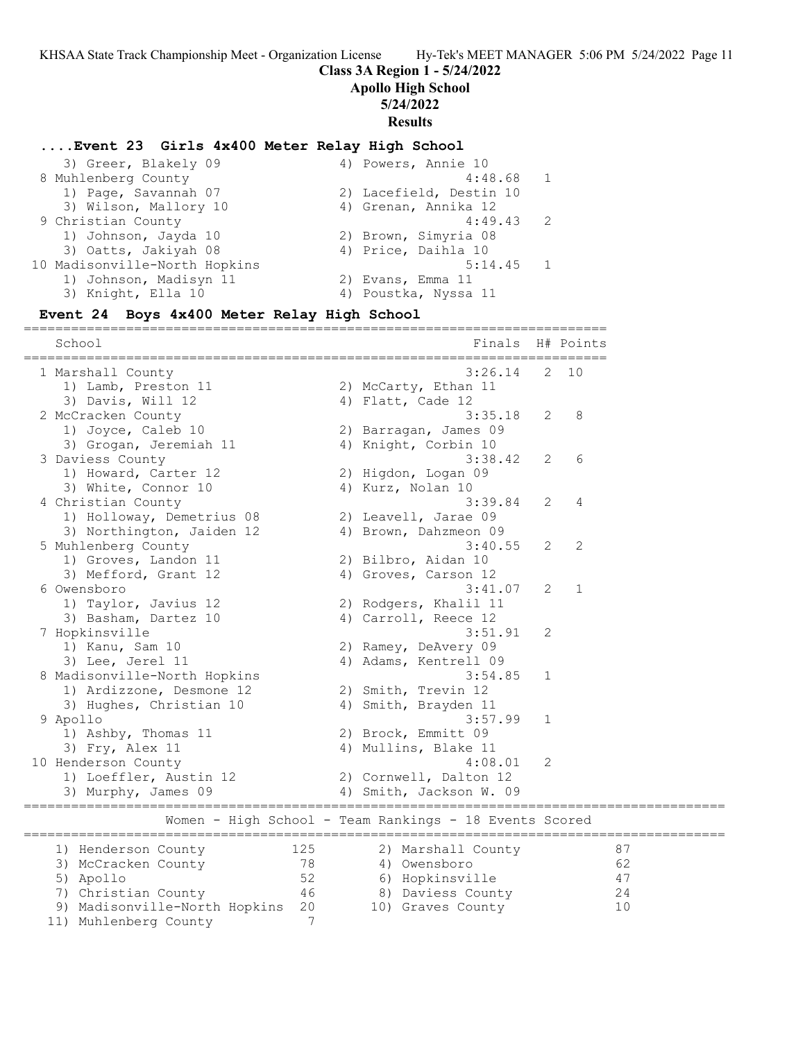# Class 3A Region 1 - 5/24/2022
## Apollo High School
## 5/24/2022
## Results

### ....Event 23 Girls 4x400 Meter Relay High School

```
    3) Greer, Blakely 09              4) Powers, Annie 10
  8 Muhlenberg County                          4:48.68   1
    1) Page, Savannah 07              2) Lacefield, Destin 10
    3) Wilson, Mallory 10             4) Grenan, Annika 12
  9 Christian County                           4:49.43   2
    1) Johnson, Jayda 10              2) Brown, Simyria 08
    3) Oatts, Jakiyah 08              4) Price, Daihla 10
 10 Madisonville-North Hopkins                 5:14.45   1
    1) Johnson, Madisyn 11            2) Evans, Emma 11
    3) Knight, Ella 10                4) Poustka, Nyssa 11
```

### Event 24 Boys 4x400 Meter Relay High School

```
=======================================================================
    School                                            Finals  H# Points
=======================================================================
  1 Marshall County                                  3:26.14   2  10
     1) Lamb, Preston 11               2) McCarty, Ethan 11
     3) Davis, Will 12                 4) Flatt, Cade 12
  2 McCracken County                                 3:35.18   2   8
     1) Joyce, Caleb 10                2) Barragan, James 09
     3) Grogan, Jeremiah 11            4) Knight, Corbin 10
  3 Daviess County                                   3:38.42   2   6
     1) Howard, Carter 12              2) Higdon, Logan 09
     3) White, Connor 10               4) Kurz, Nolan 10
  4 Christian County                                 3:39.84   2   4
     1) Holloway, Demetrius 08         2) Leavell, Jarae 09
     3) Northington, Jaiden 12         4) Brown, Dahzmeon 09
  5 Muhlenberg County                                3:40.55   2   2
     1) Groves, Landon 11              2) Bilbro, Aidan 10
     3) Mefford, Grant 12              4) Groves, Carson 12
  6 Owensboro                                        3:41.07   2   1
     1) Taylor, Javius 12              2) Rodgers, Khalil 11
     3) Basham, Dartez 10              4) Carroll, Reece 12
  7 Hopkinsville                                     3:51.91   2
     1) Kanu, Sam 10                   2) Ramey, DeAvery 09
     3) Lee, Jerel 11                  4) Adams, Kentrell 09
  8 Madisonville-North Hopkins                       3:54.85   1
     1) Ardizzone, Desmone 12          2) Smith, Trevin 12
     3) Hughes, Christian 10           4) Smith, Brayden 11
  9 Apollo                                           3:57.99   1
     1) Ashby, Thomas 11               2) Brock, Emmitt 09
     3) Fry, Alex 11                   4) Mullins, Blake 11
 10 Henderson County                                 4:08.01   2
     1) Loeffler, Austin 12            2) Cornwell, Dalton 12
     3) Murphy, James 09               4) Smith, Jackson W. 09
```

### Women - High School - Team Rankings - 18 Events Scored

```
===================================================================================
    1) Henderson County             125       2) Marshall County             87
    3) McCracken County              78       4) Owensboro                   62
    5) Apollo                        52       6) Hopkinsville                47
    7) Christian County              46       8) Daviess County              24
    9) Madisonville-North Hopkins    20      10) Graves County               10
   11) Muhlenberg County              7
```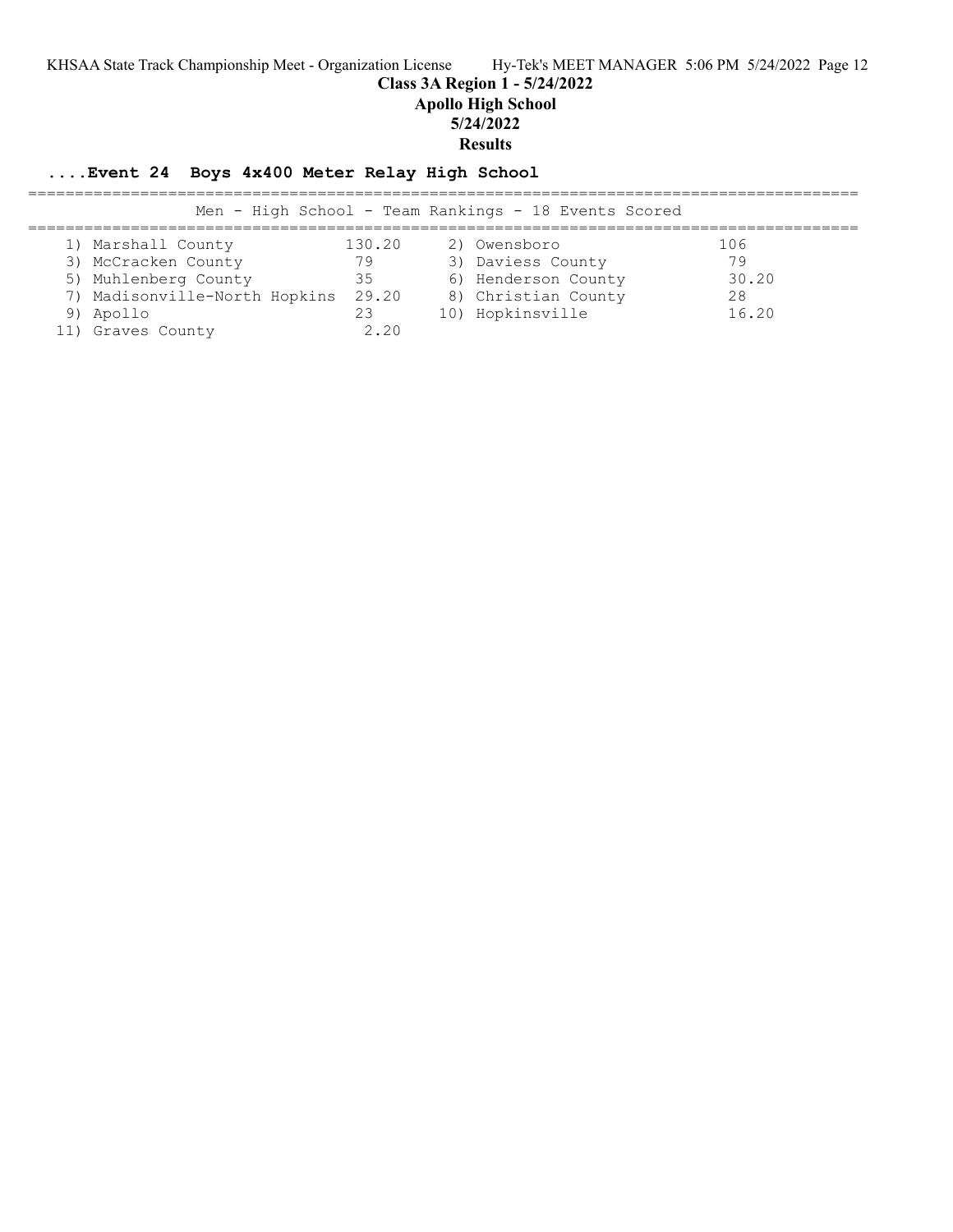## Class 3A Region 1 - 5/24/2022

## Apollo High School

## 5/24/2022

## Results

### ....Event 24 Boys 4x400 Meter Relay High School

**Men - High School - Team Rankings - 18 Events Scored**

| | | | |
|---|---|---|---|
| 1) Marshall County | 130.20 | 2) Owensboro | 106 |
| 3) McCracken County | 79 | 3) Daviess County | 79 |
| 5) Muhlenberg County | 35 | 6) Henderson County | 30.20 |
| 7) Madisonville-North Hopkins | 29.20 | 8) Christian County | 28 |
| 9) Apollo | 23 | 10) Hopkinsville | 16.20 |
| 11) Graves County | 2.20 | | |